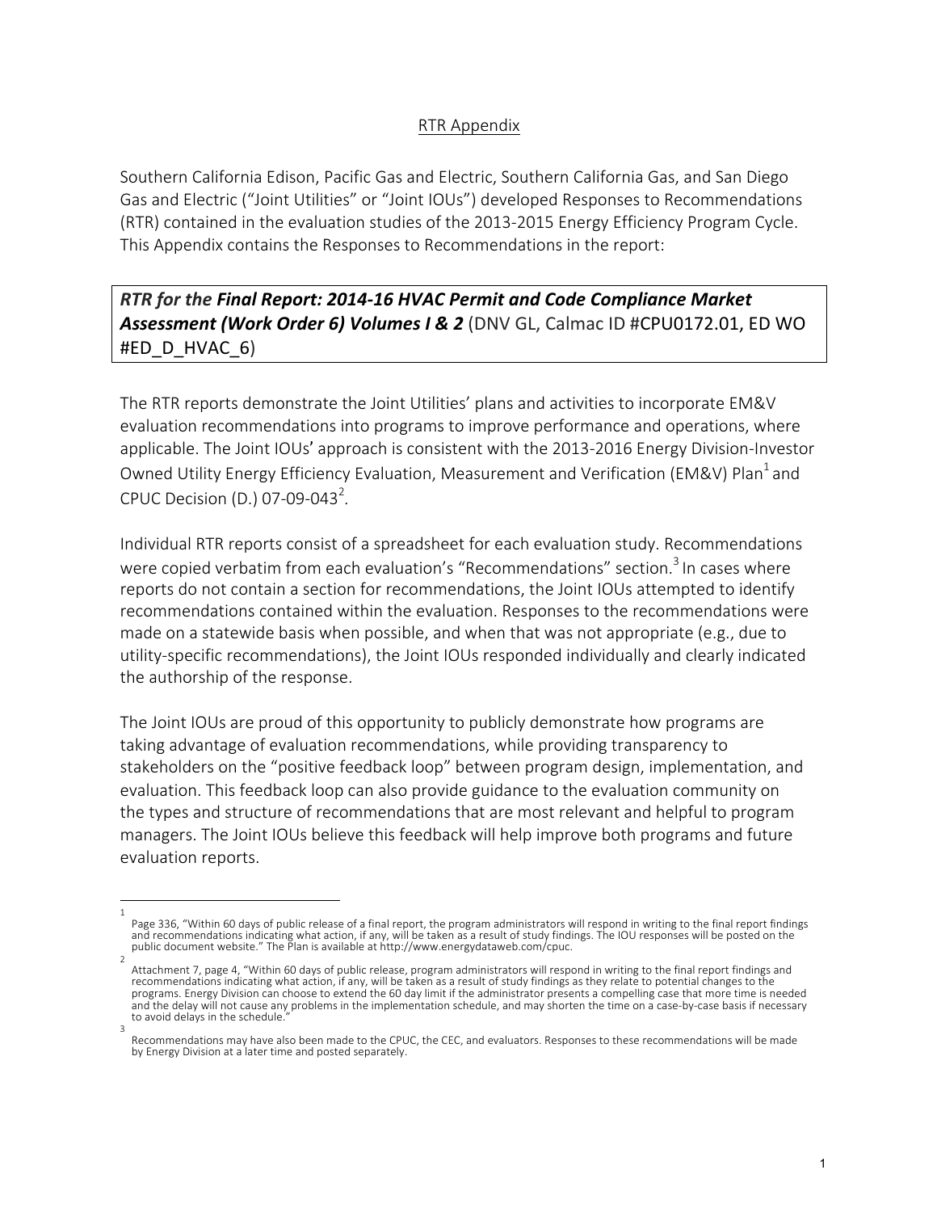## RTR Appendix

Southern California Edison, Pacific Gas and Electric, Southern California Gas, and San Diego Gas and Electric ("Joint Utilities" or "Joint IOUs") developed Responses to Recommendations (RTR) contained in the evaluation studies of the 2013-2015 Energy Efficiency Program Cycle. This Appendix contains the Responses to Recommendations in the report:

***RTR for the* Final Report: 2014-16 HVAC Permit and Code Compliance Market Assessment (Work Order 6) Volumes I & 2** (DNV GL, Calmac ID #CPU0172.01, ED WO #ED_D_HVAC_6)

The RTR reports demonstrate the Joint Utilities' plans and activities to incorporate EM&V evaluation recommendations into programs to improve performance and operations, where applicable. The Joint IOUs' approach is consistent with the 2013-2016 Energy Division-Investor Owned Utility Energy Efficiency Evaluation, Measurement and Verification (EM&V) Plan[1] and CPUC Decision (D.) 07-09-043[2].

Individual RTR reports consist of a spreadsheet for each evaluation study. Recommendations were copied verbatim from each evaluation's "Recommendations" section.[3] In cases where reports do not contain a section for recommendations, the Joint IOUs attempted to identify recommendations contained within the evaluation. Responses to the recommendations were made on a statewide basis when possible, and when that was not appropriate (e.g., due to utility-specific recommendations), the Joint IOUs responded individually and clearly indicated the authorship of the response.

The Joint IOUs are proud of this opportunity to publicly demonstrate how programs are taking advantage of evaluation recommendations, while providing transparency to stakeholders on the "positive feedback loop" between program design, implementation, and evaluation. This feedback loop can also provide guidance to the evaluation community on the types and structure of recommendations that are most relevant and helpful to program managers. The Joint IOUs believe this feedback will help improve both programs and future evaluation reports.

---

[1] Page 336, "Within 60 days of public release of a final report, the program administrators will respond in writing to the final report findings and recommendations indicating what action, if any, will be taken as a result of study findings. The IOU responses will be posted on the public document website." The Plan is available at http://www.energydataweb.com/cpuc.

[2] Attachment 7, page 4, "Within 60 days of public release, program administrators will respond in writing to the final report findings and recommendations indicating what action, if any, will be taken as a result of study findings as they relate to potential changes to the programs. Energy Division can choose to extend the 60 day limit if the administrator presents a compelling case that more time is needed and the delay will not cause any problems in the implementation schedule, and may shorten the time on a case-by-case basis if necessary to avoid delays in the schedule."

[3] Recommendations may have also been made to the CPUC, the CEC, and evaluators. Responses to these recommendations will be made by Energy Division at a later time and posted separately.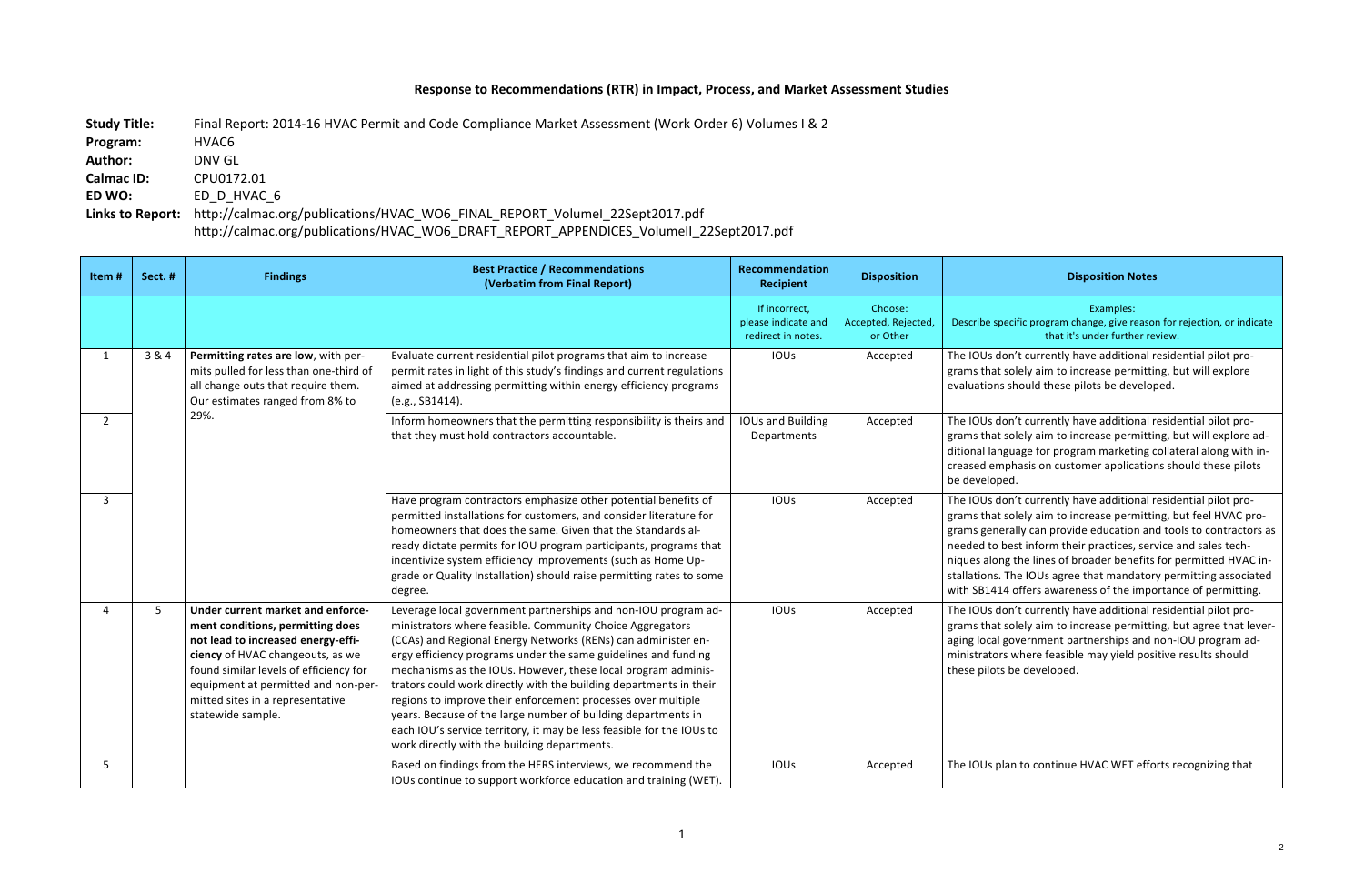# Response to Recommendations (RTR) in Impact, Process, and Market Assessment Studies

**Study Title:** Final Report: 2014-16 HVAC Permit and Code Compliance Market Assessment (Work Order 6) Volumes I & 2

**Program:** HVAC6

**Author:** DNV GL

**Calmac ID:** CPU0172.01

**ED WO:** ED_D_HVAC_6

**Links to Report:** http://calmac.org/publications/HVAC_WO6_FINAL_REPORT_VolumeI_22Sept2017.pdf
http://calmac.org/publications/HVAC_WO6_DRAFT_REPORT_APPENDICES_VolumeII_22Sept2017.pdf

| Item # | Sect. # | Findings | Best Practice / Recommendations (Verbatim from Final Report) | Recommendation Recipient | Disposition | Disposition Notes |
|---|---|---|---|---|---|---|
| | | | | If incorrect, please indicate and redirect in notes. | Choose: Accepted, Rejected, or Other | Examples: Describe specific program change, give reason for rejection, or indicate that it's under further review. |
| 1 | 3 & 4 | **Permitting rates are low**, with permits pulled for less than one-third of all change outs that require them. Our estimates ranged from 8% to 29%. | Evaluate current residential pilot programs that aim to increase permit rates in light of this study's findings and current regulations aimed at addressing permitting within energy efficiency programs (e.g., SB1414). | IOUs | Accepted | The IOUs don't currently have additional residential pilot programs that solely aim to increase permitting, but will explore evaluations should these pilots be developed. |
| 2 | | | Inform homeowners that the permitting responsibility is theirs and that they must hold contractors accountable. | IOUs and Building Departments | Accepted | The IOUs don't currently have additional residential pilot programs that solely aim to increase permitting, but will explore additional language for program marketing collateral along with increased emphasis on customer applications should these pilots be developed. |
| 3 | | | Have program contractors emphasize other potential benefits of permitted installations for customers, and consider literature for homeowners that does the same. Given that the Standards already dictate permits for IOU program participants, programs that incentivize system efficiency improvements (such as Home Upgrade or Quality Installation) should raise permitting rates to some degree. | IOUs | Accepted | The IOUs don't currently have additional residential pilot programs that solely aim to increase permitting, but feel HVAC programs generally can provide education and tools to contractors as needed to best inform their practices, service and sales techniques along the lines of broader benefits for permitted HVAC installations. The IOUs agree that mandatory permitting associated with SB1414 offers awareness of the importance of permitting. |
| 4 | 5 | **Under current market and enforcement conditions, permitting does not lead to increased energy-efficiency** of HVAC changeouts, as we found similar levels of efficiency for equipment at permitted and non-permitted sites in a representative statewide sample. | Leverage local government partnerships and non-IOU program administrators where feasible. Community Choice Aggregators (CCAs) and Regional Energy Networks (RENs) can administer energy efficiency programs under the same guidelines and funding mechanisms as the IOUs. However, these local program administrators could work directly with the building departments in their regions to improve their enforcement processes over multiple years. Because of the large number of building departments in each IOU's service territory, it may be less feasible for the IOUs to work directly with the building departments. | IOUs | Accepted | The IOUs don't currently have additional residential pilot programs that solely aim to increase permitting, but agree that leveraging local government partnerships and non-IOU program administrators where feasible may yield positive results should these pilots be developed. |
| 5 | | | Based on findings from the HERS interviews, we recommend the IOUs continue to support workforce education and training (WET). | IOUs | Accepted | The IOUs plan to continue HVAC WET efforts recognizing that |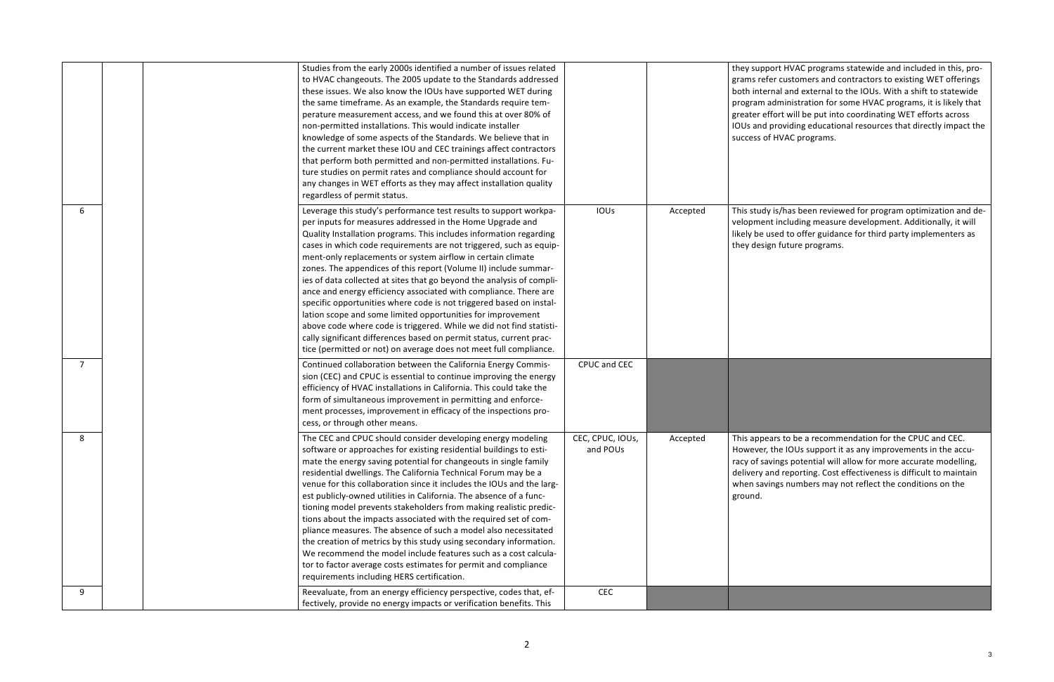|  |  |  | Studies from the early 2000s identified a number of issues related to HVAC changeouts. The 2005 update to the Standards addressed these issues. We also know the IOUs have supported WET during the same timeframe. As an example, the Standards require temperature measurement access, and we found this at over 80% of non-permitted installations. This would indicate installer knowledge of some aspects of the Standards. We believe that in the current market these IOU and CEC trainings affect contractors that perform both permitted and non-permitted installations. Future studies on permit rates and compliance should account for any changes in WET efforts as they may affect installation quality regardless of permit status. |  |  | they support HVAC programs statewide and included in this, programs refer customers and contractors to existing WET offerings both internal and external to the IOUs. With a shift to statewide program administration for some HVAC programs, it is likely that greater effort will be put into coordinating WET efforts across IOUs and providing educational resources that directly impact the success of HVAC programs. |
|---|---|---|---|---|---|---|
| 6 |  |  | Leverage this study's performance test results to support workpaper inputs for measures addressed in the Home Upgrade and Quality Installation programs. This includes information regarding cases in which code requirements are not triggered, such as equipment-only replacements or system airflow in certain climate zones. The appendices of this report (Volume II) include summaries of data collected at sites that go beyond the analysis of compliance and energy efficiency associated with compliance. There are specific opportunities where code is not triggered based on installation scope and some limited opportunities for improvement above code where code is triggered. While we did not find statistically significant differences based on permit status, current practice (permitted or not) on average does not meet full compliance. | IOUs | Accepted | This study is/has been reviewed for program optimization and development including measure development. Additionally, it will likely be used to offer guidance for third party implementers as they design future programs. |
| 7 |  |  | Continued collaboration between the California Energy Commission (CEC) and CPUC is essential to continue improving the energy efficiency of HVAC installations in California. This could take the form of simultaneous improvement in permitting and enforcement processes, improvement in efficacy of the inspections process, or through other means. | CPUC and CEC |  |  |
| 8 |  |  | The CEC and CPUC should consider developing energy modeling software or approaches for existing residential buildings to estimate the energy saving potential for changeouts in single family residential dwellings. The California Technical Forum may be a venue for this collaboration since it includes the IOUs and the largest publicly-owned utilities in California. The absence of a functioning model prevents stakeholders from making realistic predictions about the impacts associated with the required set of compliance measures. The absence of such a model also necessitated the creation of metrics by this study using secondary information. We recommend the model include features such as a cost calculator to factor average costs estimates for permit and compliance requirements including HERS certification. | CEC, CPUC, IOUs, and POUs | Accepted | This appears to be a recommendation for the CPUC and CEC. However, the IOUs support it as any improvements in the accuracy of savings potential will allow for more accurate modelling, delivery and reporting. Cost effectiveness is difficult to maintain when savings numbers may not reflect the conditions on the ground. |
| 9 |  |  | Reevaluate, from an energy efficiency perspective, codes that, effectively, provide no energy impacts or verification benefits. This | CEC |  |  |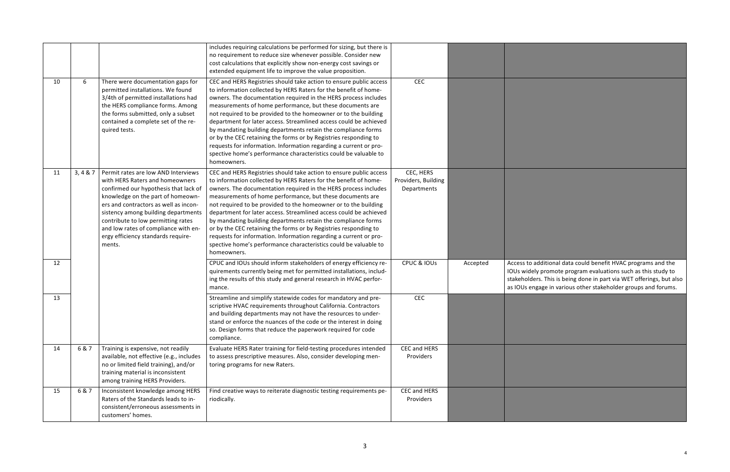| | | | | | | |
|---|---|---|---|---|---|---|
| | | | includes requiring calculations be performed for sizing, but there is no requirement to reduce size whenever possible. Consider new cost calculations that explicitly show non-energy cost savings or extended equipment life to improve the value proposition. | | | |
| 10 | 6 | There were documentation gaps for permitted installations. We found 3/4th of permitted installations had the HERS compliance forms. Among the forms submitted, only a subset contained a complete set of the required tests. | CEC and HERS Registries should take action to ensure public access to information collected by HERS Raters for the benefit of homeowners. The documentation required in the HERS process includes measurements of home performance, but these documents are not required to be provided to the homeowner or to the building department for later access. Streamlined access could be achieved by mandating building departments retain the compliance forms or by the CEC retaining the forms or by Registries responding to requests for information. Information regarding a current or prospective home's performance characteristics could be valuable to homeowners. | CEC | | |
| 11 | 3, 4 & 7 | Permit rates are low AND Interviews with HERS Raters and homeowners confirmed our hypothesis that lack of knowledge on the part of homeowners and contractors as well as inconsistency among building departments contribute to low permitting rates and low rates of compliance with energy efficiency standards requirements. | CEC and HERS Registries should take action to ensure public access to information collected by HERS Raters for the benefit of homeowners. The documentation required in the HERS process includes measurements of home performance, but these documents are not required to be provided to the homeowner or to the building department for later access. Streamlined access could be achieved by mandating building departments retain the compliance forms or by the CEC retaining the forms or by Registries responding to requests for information. Information regarding a current or prospective home's performance characteristics could be valuable to homeowners. | CEC, HERS Providers, Building Departments | | |
| 12 | | | CPUC and IOUs should inform stakeholders of energy efficiency requirements currently being met for permitted installations, including the results of this study and general research in HVAC performance. | CPUC & IOUs | Accepted | Access to additional data could benefit HVAC programs and the IOUs widely promote program evaluations such as this study to stakeholders. This is being done in part via WET offerings, but also as IOUs engage in various other stakeholder groups and forums. |
| 13 | | | Streamline and simplify statewide codes for mandatory and prescriptive HVAC requirements throughout California. Contractors and building departments may not have the resources to understand or enforce the nuances of the code or the interest in doing so. Design forms that reduce the paperwork required for code compliance. | CEC | | |
| 14 | 6 & 7 | Training is expensive, not readily available, not effective (e.g., includes no or limited field training), and/or training material is inconsistent among training HERS Providers. | Evaluate HERS Rater training for field-testing procedures intended to assess prescriptive measures. Also, consider developing mentoring programs for new Raters. | CEC and HERS Providers | | |
| 15 | 6 & 7 | Inconsistent knowledge among HERS Raters of the Standards leads to inconsistent/erroneous assessments in customers' homes. | Find creative ways to reiterate diagnostic testing requirements periodically. | CEC and HERS Providers | | |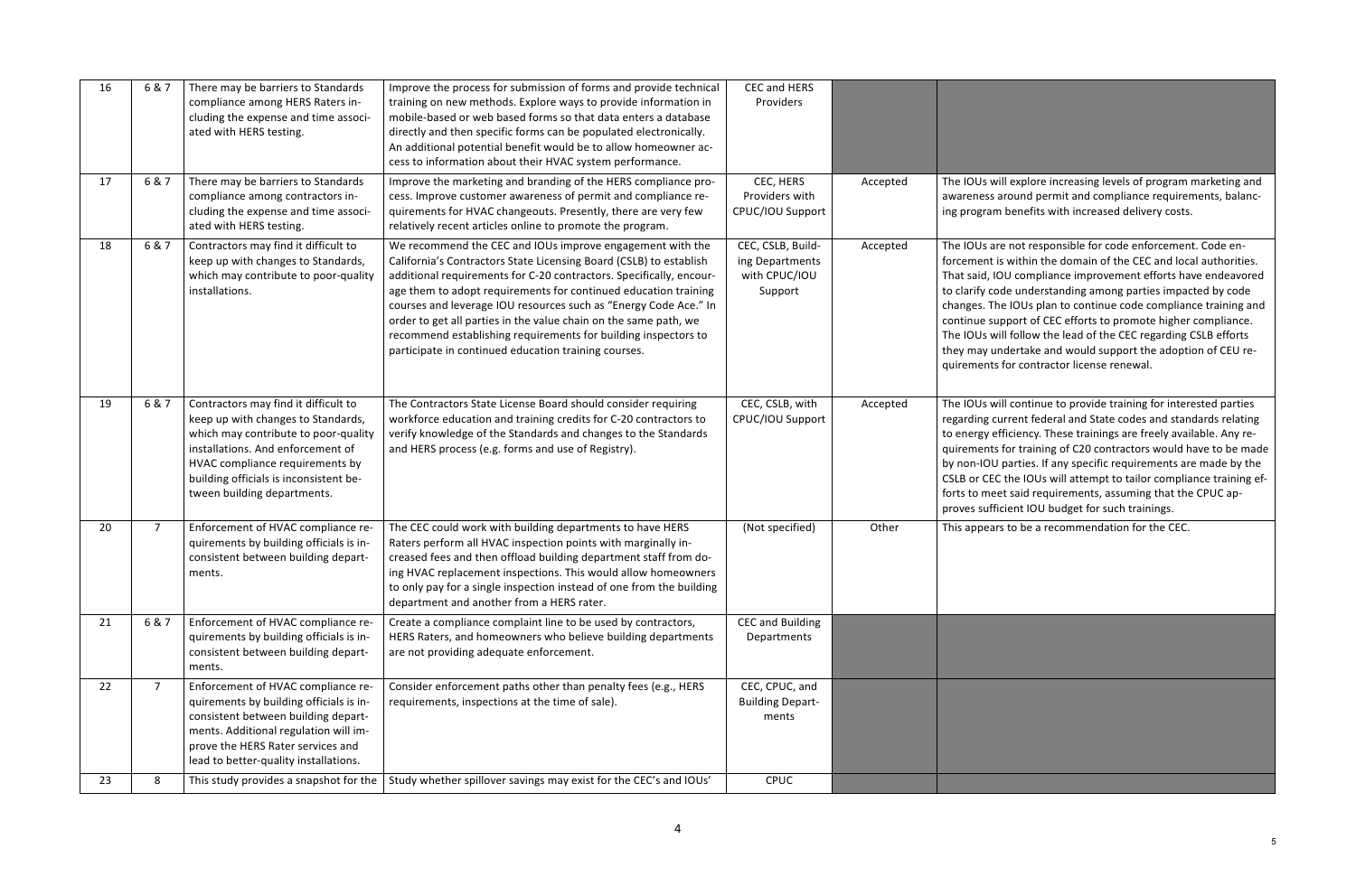| 16 | 6 & 7 | There may be barriers to Standards compliance among HERS Raters including the expense and time associated with HERS testing. | Improve the process for submission of forms and provide technical training on new methods. Explore ways to provide information in mobile-based or web based forms so that data enters a database directly and then specific forms can be populated electronically. An additional potential benefit would be to allow homeowner access to information about their HVAC system performance. | CEC and HERS Providers | | |
|---|---|---|---|---|---|---|
| 17 | 6 & 7 | There may be barriers to Standards compliance among contractors including the expense and time associated with HERS testing. | Improve the marketing and branding of the HERS compliance process. Improve customer awareness of permit and compliance requirements for HVAC changeouts. Presently, there are very few relatively recent articles online to promote the program. | CEC, HERS Providers with CPUC/IOU Support | Accepted | The IOUs will explore increasing levels of program marketing and awareness around permit and compliance requirements, balancing program benefits with increased delivery costs. |
| 18 | 6 & 7 | Contractors may find it difficult to keep up with changes to Standards, which may contribute to poor-quality installations. | We recommend the CEC and IOUs improve engagement with the California's Contractors State Licensing Board (CSLB) to establish additional requirements for C-20 contractors. Specifically, encourage them to adopt requirements for continued education training courses and leverage IOU resources such as "Energy Code Ace." In order to get all parties in the value chain on the same path, we recommend establishing requirements for building inspectors to participate in continued education training courses. | CEC, CSLB, Building Departments with CPUC/IOU Support | Accepted | The IOUs are not responsible for code enforcement. Code enforcement is within the domain of the CEC and local authorities. That said, IOU compliance improvement efforts have endeavored to clarify code understanding among parties impacted by code changes. The IOUs plan to continue code compliance training and continue support of CEC efforts to promote higher compliance. The IOUs will follow the lead of the CEC regarding CSLB efforts they may undertake and would support the adoption of CEU requirements for contractor license renewal. |
| 19 | 6 & 7 | Contractors may find it difficult to keep up with changes to Standards, which may contribute to poor-quality installations. And enforcement of HVAC compliance requirements by building officials is inconsistent between building departments. | The Contractors State License Board should consider requiring workforce education and training credits for C-20 contractors to verify knowledge of the Standards and changes to the Standards and HERS process (e.g. forms and use of Registry). | CEC, CSLB, with CPUC/IOU Support | Accepted | The IOUs will continue to provide training for interested parties regarding current federal and State codes and standards relating to energy efficiency. These trainings are freely available. Any requirements for training of C20 contractors would have to be made by non-IOU parties. If any specific requirements are made by the CSLB or CEC the IOUs will attempt to tailor compliance training efforts to meet said requirements, assuming that the CPUC approves sufficient IOU budget for such trainings. |
| 20 | 7 | Enforcement of HVAC compliance requirements by building officials is inconsistent between building departments. | The CEC could work with building departments to have HERS Raters perform all HVAC inspection points with marginally increased fees and then offload building department staff from doing HVAC replacement inspections. This would allow homeowners to only pay for a single inspection instead of one from the building department and another from a HERS rater. | (Not specified) | Other | This appears to be a recommendation for the CEC. |
| 21 | 6 & 7 | Enforcement of HVAC compliance requirements by building officials is inconsistent between building departments. | Create a compliance complaint line to be used by contractors, HERS Raters, and homeowners who believe building departments are not providing adequate enforcement. | CEC and Building Departments | | |
| 22 | 7 | Enforcement of HVAC compliance requirements by building officials is inconsistent between building departments. Additional regulation will improve the HERS Rater services and lead to better-quality installations. | Consider enforcement paths other than penalty fees (e.g., HERS requirements, inspections at the time of sale). | CEC, CPUC, and Building Departments | | |
| 23 | 8 | This study provides a snapshot for the | Study whether spillover savings may exist for the CEC's and IOUs' | CPUC | | |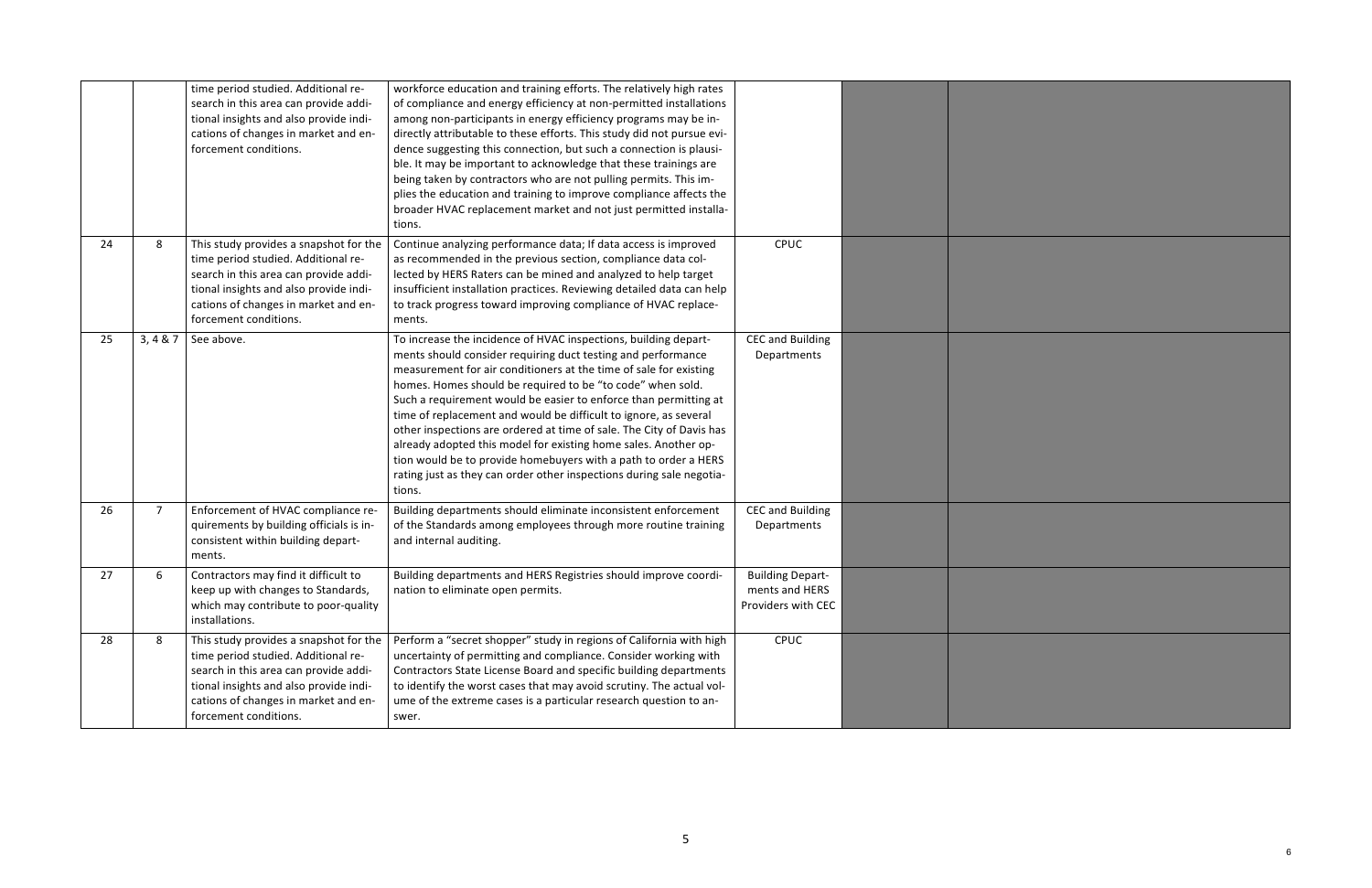| | | | | | | |
|---|---|---|---|---|---|---|
| | | time period studied. Additional research in this area can provide additional insights and also provide indications of changes in market and enforcement conditions. | workforce education and training efforts. The relatively high rates of compliance and energy efficiency at non-permitted installations among non-participants in energy efficiency programs may be indirectly attributable to these efforts. This study did not pursue evidence suggesting this connection, but such a connection is plausible. It may be important to acknowledge that these trainings are being taken by contractors who are not pulling permits. This implies the education and training to improve compliance affects the broader HVAC replacement market and not just permitted installations. | | | |
| 24 | 8 | This study provides a snapshot for the time period studied. Additional research in this area can provide additional insights and also provide indications of changes in market and enforcement conditions. | Continue analyzing performance data; If data access is improved as recommended in the previous section, compliance data collected by HERS Raters can be mined and analyzed to help target insufficient installation practices. Reviewing detailed data can help to track progress toward improving compliance of HVAC replacements. | CPUC | | |
| 25 | 3, 4 & 7 | See above. | To increase the incidence of HVAC inspections, building departments should consider requiring duct testing and performance measurement for air conditioners at the time of sale for existing homes. Homes should be required to be "to code" when sold. Such a requirement would be easier to enforce than permitting at time of replacement and would be difficult to ignore, as several other inspections are ordered at time of sale. The City of Davis has already adopted this model for existing home sales. Another option would be to provide homebuyers with a path to order a HERS rating just as they can order other inspections during sale negotiations. | CEC and Building Departments | | |
| 26 | 7 | Enforcement of HVAC compliance requirements by building officials is inconsistent within building departments. | Building departments should eliminate inconsistent enforcement of the Standards among employees through more routine training and internal auditing. | CEC and Building Departments | | |
| 27 | 6 | Contractors may find it difficult to keep up with changes to Standards, which may contribute to poor-quality installations. | Building departments and HERS Registries should improve coordination to eliminate open permits. | Building Departments and HERS Providers with CEC | | |
| 28 | 8 | This study provides a snapshot for the time period studied. Additional research in this area can provide additional insights and also provide indications of changes in market and enforcement conditions. | Perform a "secret shopper" study in regions of California with high uncertainty of permitting and compliance. Consider working with Contractors State License Board and specific building departments to identify the worst cases that may avoid scrutiny. The actual volume of the extreme cases is a particular research question to answer. | CPUC | | |